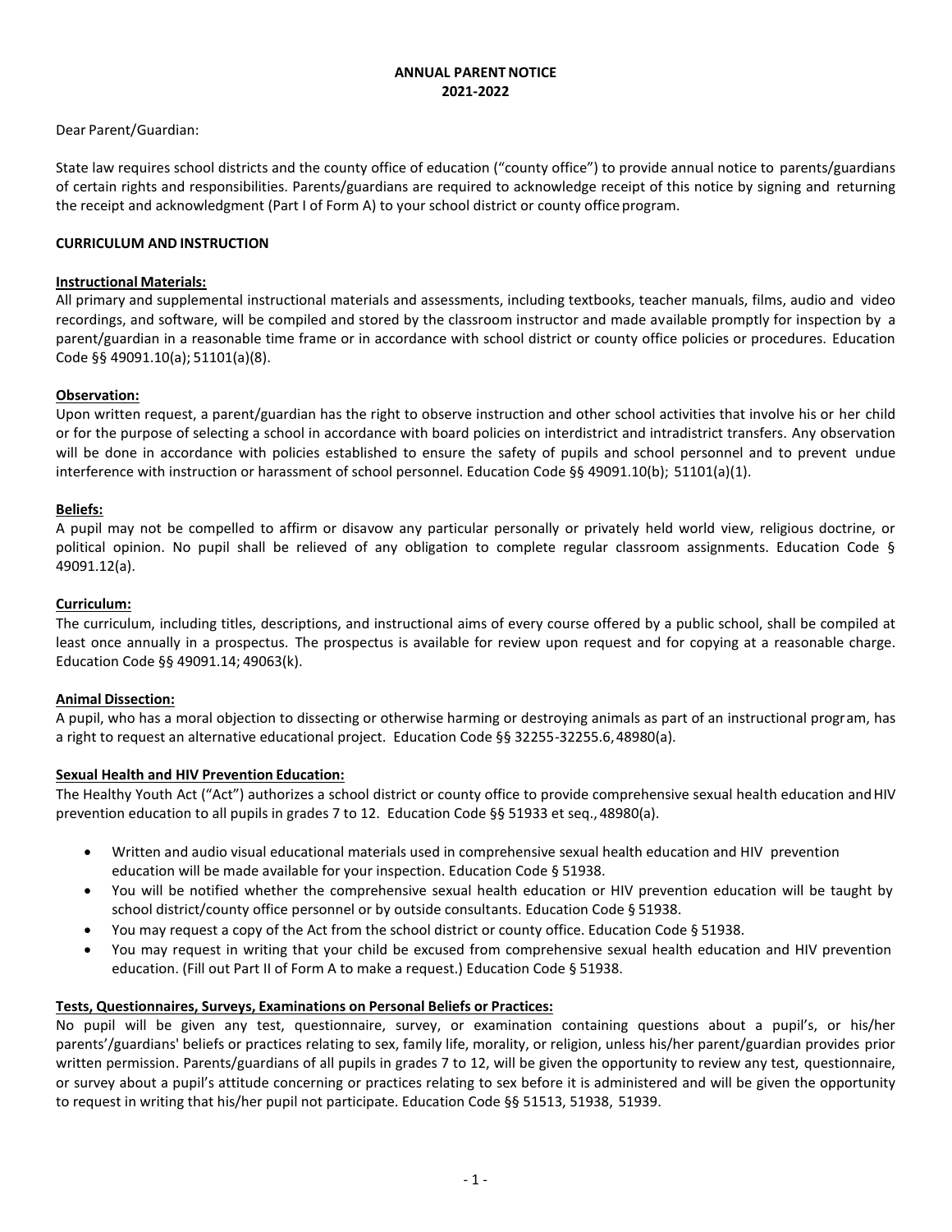# ANNUAL PARENT NOTICE
# 2021-2022

Dear Parent/Guardian:

State law requires school districts and the county office of education ("county office") to provide annual notice to parents/guardians of certain rights and responsibilities. Parents/guardians are required to acknowledge receipt of this notice by signing and returning the receipt and acknowledgment (Part I of Form A) to your school district or county office program.

## CURRICULUM AND INSTRUCTION

### Instructional Materials:

All primary and supplemental instructional materials and assessments, including textbooks, teacher manuals, films, audio and video recordings, and software, will be compiled and stored by the classroom instructor and made available promptly for inspection by a parent/guardian in a reasonable time frame or in accordance with school district or county office policies or procedures. Education Code §§ 49091.10(a); 51101(a)(8).

### Observation:

Upon written request, a parent/guardian has the right to observe instruction and other school activities that involve his or her child or for the purpose of selecting a school in accordance with board policies on interdistrict and intradistrict transfers. Any observation will be done in accordance with policies established to ensure the safety of pupils and school personnel and to prevent undue interference with instruction or harassment of school personnel. Education Code §§ 49091.10(b); 51101(a)(1).

### Beliefs:

A pupil may not be compelled to affirm or disavow any particular personally or privately held world view, religious doctrine, or political opinion. No pupil shall be relieved of any obligation to complete regular classroom assignments. Education Code § 49091.12(a).

### Curriculum:

The curriculum, including titles, descriptions, and instructional aims of every course offered by a public school, shall be compiled at least once annually in a prospectus. The prospectus is available for review upon request and for copying at a reasonable charge. Education Code §§ 49091.14; 49063(k).

### Animal Dissection:

A pupil, who has a moral objection to dissecting or otherwise harming or destroying animals as part of an instructional program, has a right to request an alternative educational project. Education Code §§ 32255-32255.6, 48980(a).

### Sexual Health and HIV Prevention Education:

The Healthy Youth Act ("Act") authorizes a school district or county office to provide comprehensive sexual health education and HIV prevention education to all pupils in grades 7 to 12. Education Code §§ 51933 et seq., 48980(a).

- Written and audio visual educational materials used in comprehensive sexual health education and HIV prevention education will be made available for your inspection. Education Code § 51938.
- You will be notified whether the comprehensive sexual health education or HIV prevention education will be taught by school district/county office personnel or by outside consultants. Education Code § 51938.
- You may request a copy of the Act from the school district or county office. Education Code § 51938.
- You may request in writing that your child be excused from comprehensive sexual health education and HIV prevention education. (Fill out Part II of Form A to make a request.) Education Code § 51938.

### Tests, Questionnaires, Surveys, Examinations on Personal Beliefs or Practices:

No pupil will be given any test, questionnaire, survey, or examination containing questions about a pupil's, or his/her parents'/guardians' beliefs or practices relating to sex, family life, morality, or religion, unless his/her parent/guardian provides prior written permission. Parents/guardians of all pupils in grades 7 to 12, will be given the opportunity to review any test, questionnaire, or survey about a pupil's attitude concerning or practices relating to sex before it is administered and will be given the opportunity to request in writing that his/her pupil not participate. Education Code §§ 51513, 51938, 51939.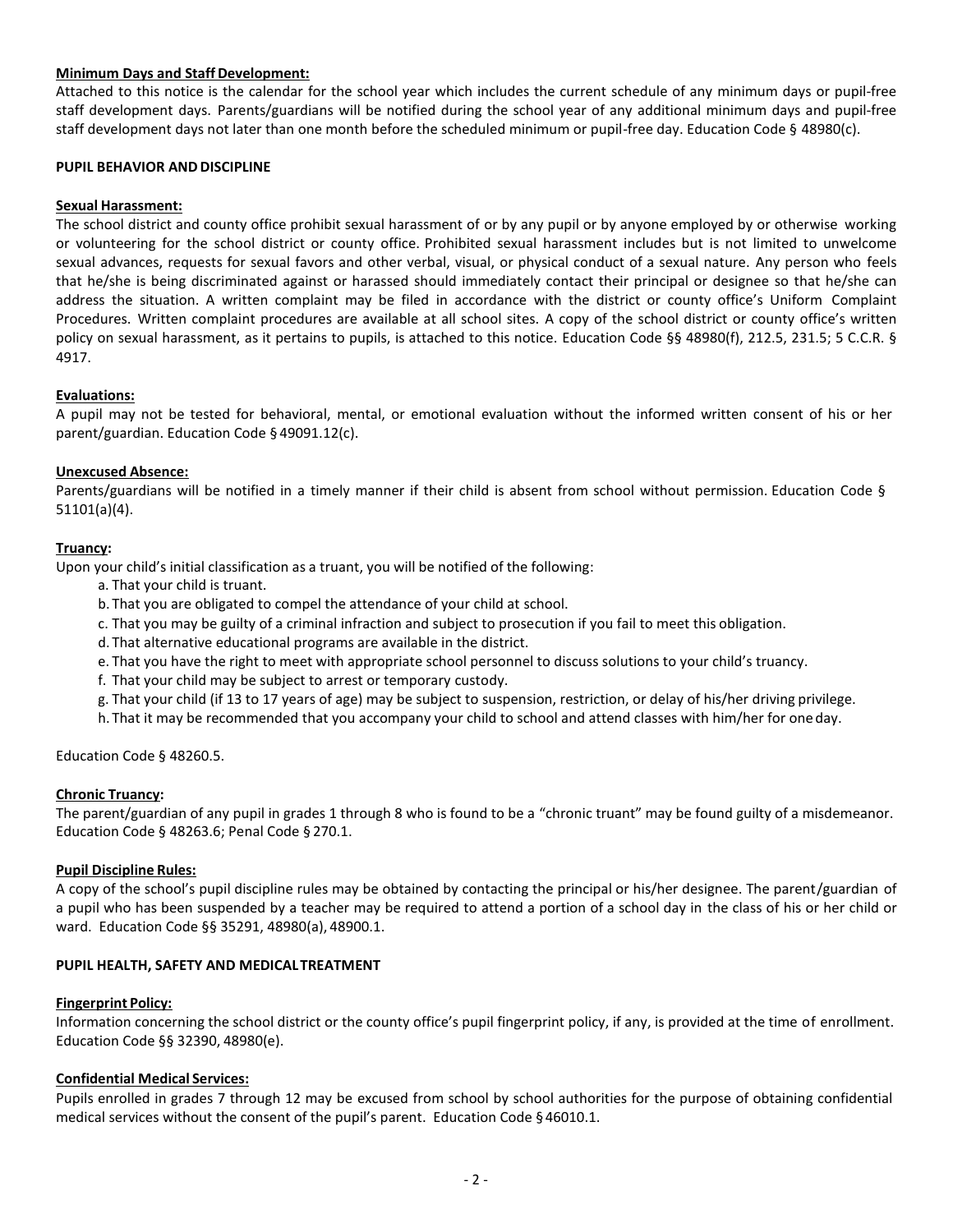**Minimum Days and Staff Development:**

Attached to this notice is the calendar for the school year which includes the current schedule of any minimum days or pupil-free staff development days. Parents/guardians will be notified during the school year of any additional minimum days and pupil-free staff development days not later than one month before the scheduled minimum or pupil-free day. Education Code § 48980(c).

**PUPIL BEHAVIOR AND DISCIPLINE**

**Sexual Harassment:**

The school district and county office prohibit sexual harassment of or by any pupil or by anyone employed by or otherwise working or volunteering for the school district or county office. Prohibited sexual harassment includes but is not limited to unwelcome sexual advances, requests for sexual favors and other verbal, visual, or physical conduct of a sexual nature. Any person who feels that he/she is being discriminated against or harassed should immediately contact their principal or designee so that he/she can address the situation. A written complaint may be filed in accordance with the district or county office's Uniform Complaint Procedures. Written complaint procedures are available at all school sites. A copy of the school district or county office's written policy on sexual harassment, as it pertains to pupils, is attached to this notice. Education Code §§ 48980(f), 212.5, 231.5; 5 C.C.R. § 4917.

**Evaluations:**

A pupil may not be tested for behavioral, mental, or emotional evaluation without the informed written consent of his or her parent/guardian. Education Code § 49091.12(c).

**Unexcused Absence:**

Parents/guardians will be notified in a timely manner if their child is absent from school without permission. Education Code § 51101(a)(4).

**Truancy:**

Upon your child's initial classification as a truant, you will be notified of the following:

a. That your child is truant.
b. That you are obligated to compel the attendance of your child at school.
c. That you may be guilty of a criminal infraction and subject to prosecution if you fail to meet this obligation.
d. That alternative educational programs are available in the district.
e. That you have the right to meet with appropriate school personnel to discuss solutions to your child's truancy.
f. That your child may be subject to arrest or temporary custody.
g. That your child (if 13 to 17 years of age) may be subject to suspension, restriction, or delay of his/her driving privilege.
h. That it may be recommended that you accompany your child to school and attend classes with him/her for one day.

Education Code § 48260.5.

**Chronic Truancy:**

The parent/guardian of any pupil in grades 1 through 8 who is found to be a "chronic truant" may be found guilty of a misdemeanor. Education Code § 48263.6; Penal Code § 270.1.

**Pupil Discipline Rules:**

A copy of the school's pupil discipline rules may be obtained by contacting the principal or his/her designee. The parent/guardian of a pupil who has been suspended by a teacher may be required to attend a portion of a school day in the class of his or her child or ward. Education Code §§ 35291, 48980(a), 48900.1.

**PUPIL HEALTH, SAFETY AND MEDICAL TREATMENT**

**Fingerprint Policy:**

Information concerning the school district or the county office's pupil fingerprint policy, if any, is provided at the time of enrollment. Education Code §§ 32390, 48980(e).

**Confidential Medical Services:**

Pupils enrolled in grades 7 through 12 may be excused from school by school authorities for the purpose of obtaining confidential medical services without the consent of the pupil's parent. Education Code § 46010.1.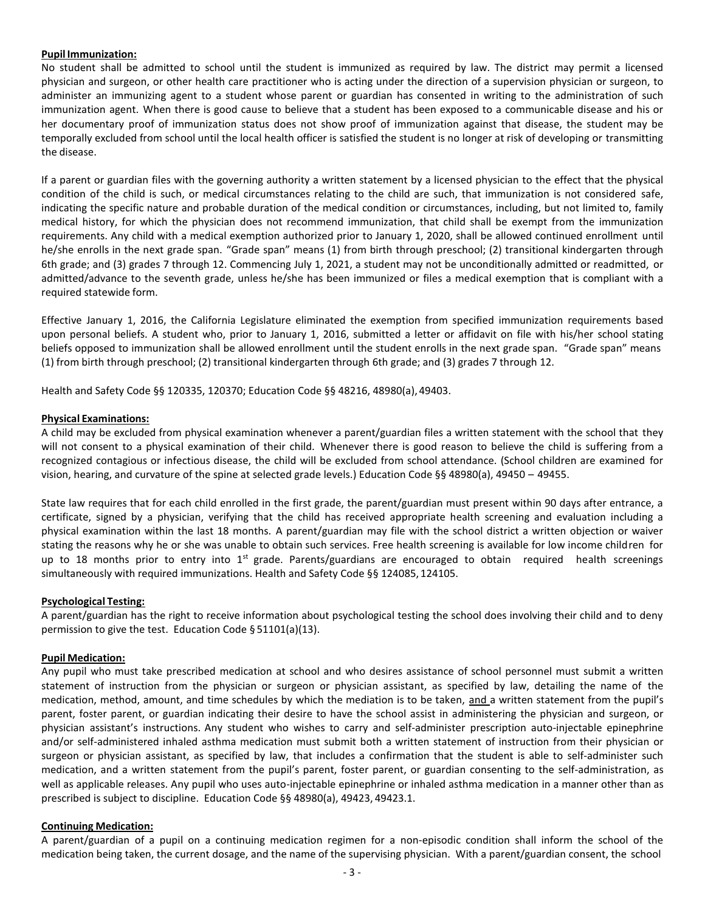**Pupil Immunization:**

No student shall be admitted to school until the student is immunized as required by law. The district may permit a licensed physician and surgeon, or other health care practitioner who is acting under the direction of a supervision physician or surgeon, to administer an immunizing agent to a student whose parent or guardian has consented in writing to the administration of such immunization agent. When there is good cause to believe that a student has been exposed to a communicable disease and his or her documentary proof of immunization status does not show proof of immunization against that disease, the student may be temporally excluded from school until the local health officer is satisfied the student is no longer at risk of developing or transmitting the disease.

If a parent or guardian files with the governing authority a written statement by a licensed physician to the effect that the physical condition of the child is such, or medical circumstances relating to the child are such, that immunization is not considered safe, indicating the specific nature and probable duration of the medical condition or circumstances, including, but not limited to, family medical history, for which the physician does not recommend immunization, that child shall be exempt from the immunization requirements. Any child with a medical exemption authorized prior to January 1, 2020, shall be allowed continued enrollment until he/she enrolls in the next grade span. "Grade span" means (1) from birth through preschool; (2) transitional kindergarten through 6th grade; and (3) grades 7 through 12. Commencing July 1, 2021, a student may not be unconditionally admitted or readmitted, or admitted/advance to the seventh grade, unless he/she has been immunized or files a medical exemption that is compliant with a required statewide form.

Effective January 1, 2016, the California Legislature eliminated the exemption from specified immunization requirements based upon personal beliefs. A student who, prior to January 1, 2016, submitted a letter or affidavit on file with his/her school stating beliefs opposed to immunization shall be allowed enrollment until the student enrolls in the next grade span. "Grade span" means (1) from birth through preschool; (2) transitional kindergarten through 6th grade; and (3) grades 7 through 12.

Health and Safety Code §§ 120335, 120370; Education Code §§ 48216, 48980(a), 49403.

**Physical Examinations:**

A child may be excluded from physical examination whenever a parent/guardian files a written statement with the school that they will not consent to a physical examination of their child. Whenever there is good reason to believe the child is suffering from a recognized contagious or infectious disease, the child will be excluded from school attendance. (School children are examined for vision, hearing, and curvature of the spine at selected grade levels.) Education Code §§ 48980(a), 49450 – 49455.

State law requires that for each child enrolled in the first grade, the parent/guardian must present within 90 days after entrance, a certificate, signed by a physician, verifying that the child has received appropriate health screening and evaluation including a physical examination within the last 18 months. A parent/guardian may file with the school district a written objection or waiver stating the reasons why he or she was unable to obtain such services. Free health screening is available for low income children for up to 18 months prior to entry into 1st grade. Parents/guardians are encouraged to obtain required health screenings simultaneously with required immunizations. Health and Safety Code §§ 124085, 124105.

**Psychological Testing:**

A parent/guardian has the right to receive information about psychological testing the school does involving their child and to deny permission to give the test. Education Code § 51101(a)(13).

**Pupil Medication:**

Any pupil who must take prescribed medication at school and who desires assistance of school personnel must submit a written statement of instruction from the physician or surgeon or physician assistant, as specified by law, detailing the name of the medication, method, amount, and time schedules by which the mediation is to be taken, and a written statement from the pupil's parent, foster parent, or guardian indicating their desire to have the school assist in administering the physician and surgeon, or physician assistant's instructions. Any student who wishes to carry and self-administer prescription auto-injectable epinephrine and/or self-administered inhaled asthma medication must submit both a written statement of instruction from their physician or surgeon or physician assistant, as specified by law, that includes a confirmation that the student is able to self-administer such medication, and a written statement from the pupil's parent, foster parent, or guardian consenting to the self-administration, as well as applicable releases. Any pupil who uses auto-injectable epinephrine or inhaled asthma medication in a manner other than as prescribed is subject to discipline. Education Code §§ 48980(a), 49423, 49423.1.

**Continuing Medication:**

A parent/guardian of a pupil on a continuing medication regimen for a non-episodic condition shall inform the school of the medication being taken, the current dosage, and the name of the supervising physician. With a parent/guardian consent, the school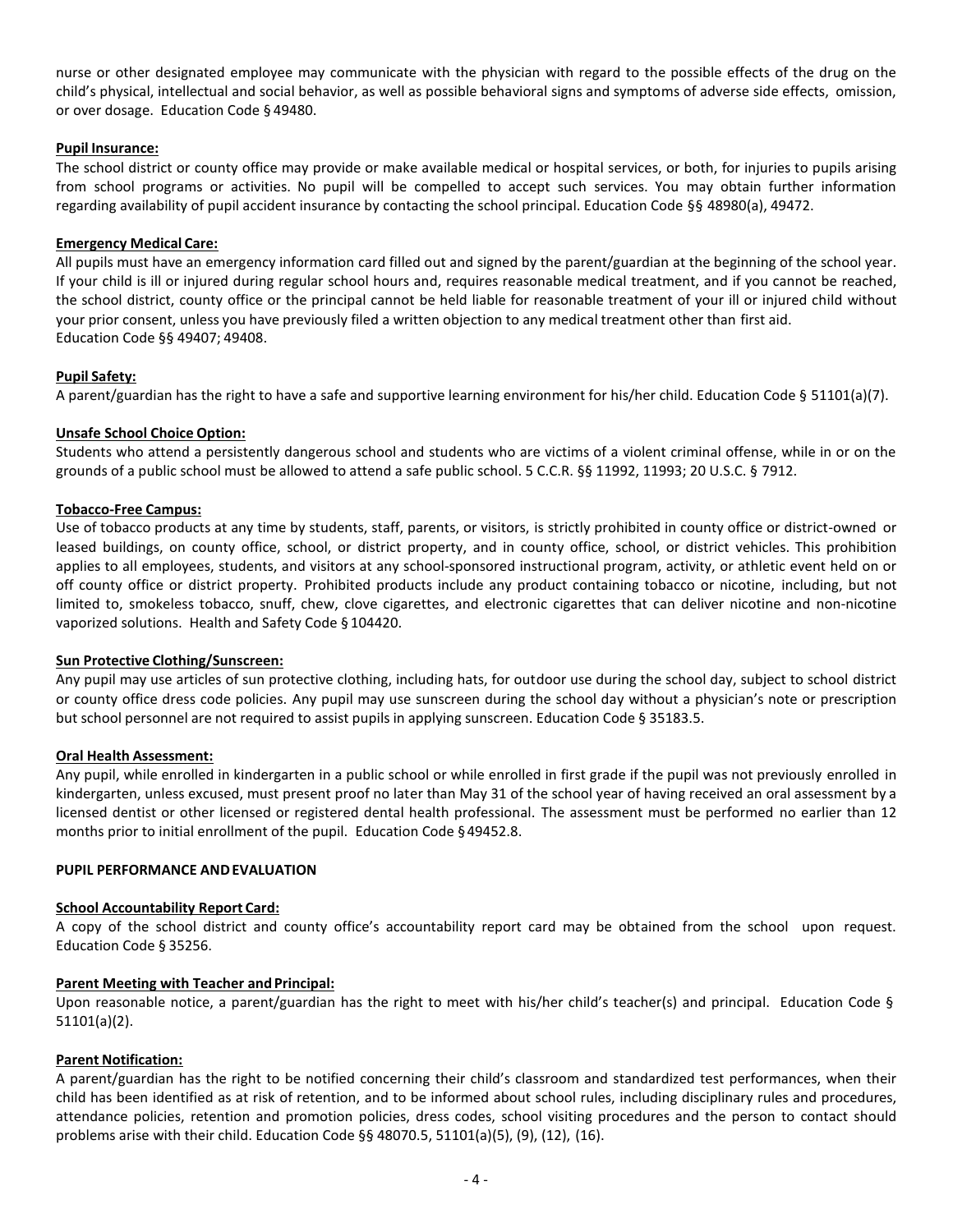nurse or other designated employee may communicate with the physician with regard to the possible effects of the drug on the child's physical, intellectual and social behavior, as well as possible behavioral signs and symptoms of adverse side effects, omission, or over dosage. Education Code § 49480.

**Pupil Insurance:**

The school district or county office may provide or make available medical or hospital services, or both, for injuries to pupils arising from school programs or activities. No pupil will be compelled to accept such services. You may obtain further information regarding availability of pupil accident insurance by contacting the school principal. Education Code §§ 48980(a), 49472.

**Emergency Medical Care:**

All pupils must have an emergency information card filled out and signed by the parent/guardian at the beginning of the school year. If your child is ill or injured during regular school hours and, requires reasonable medical treatment, and if you cannot be reached, the school district, county office or the principal cannot be held liable for reasonable treatment of your ill or injured child without your prior consent, unless you have previously filed a written objection to any medical treatment other than first aid.
Education Code §§ 49407; 49408.

**Pupil Safety:**

A parent/guardian has the right to have a safe and supportive learning environment for his/her child. Education Code § 51101(a)(7).

**Unsafe School Choice Option:**

Students who attend a persistently dangerous school and students who are victims of a violent criminal offense, while in or on the grounds of a public school must be allowed to attend a safe public school. 5 C.C.R. §§ 11992, 11993; 20 U.S.C. § 7912.

**Tobacco-Free Campus:**

Use of tobacco products at any time by students, staff, parents, or visitors, is strictly prohibited in county office or district-owned or leased buildings, on county office, school, or district property, and in county office, school, or district vehicles. This prohibition applies to all employees, students, and visitors at any school-sponsored instructional program, activity, or athletic event held on or off county office or district property. Prohibited products include any product containing tobacco or nicotine, including, but not limited to, smokeless tobacco, snuff, chew, clove cigarettes, and electronic cigarettes that can deliver nicotine and non-nicotine vaporized solutions. Health and Safety Code § 104420.

**Sun Protective Clothing/Sunscreen:**

Any pupil may use articles of sun protective clothing, including hats, for outdoor use during the school day, subject to school district or county office dress code policies. Any pupil may use sunscreen during the school day without a physician's note or prescription but school personnel are not required to assist pupils in applying sunscreen. Education Code § 35183.5.

**Oral Health Assessment:**

Any pupil, while enrolled in kindergarten in a public school or while enrolled in first grade if the pupil was not previously enrolled in kindergarten, unless excused, must present proof no later than May 31 of the school year of having received an oral assessment by a licensed dentist or other licensed or registered dental health professional. The assessment must be performed no earlier than 12 months prior to initial enrollment of the pupil. Education Code § 49452.8.

**PUPIL PERFORMANCE AND EVALUATION**

**School Accountability Report Card:**

A copy of the school district and county office's accountability report card may be obtained from the school upon request. Education Code § 35256.

**Parent Meeting with Teacher and Principal:**

Upon reasonable notice, a parent/guardian has the right to meet with his/her child's teacher(s) and principal. Education Code § 51101(a)(2).

**Parent Notification:**

A parent/guardian has the right to be notified concerning their child's classroom and standardized test performances, when their child has been identified as at risk of retention, and to be informed about school rules, including disciplinary rules and procedures, attendance policies, retention and promotion policies, dress codes, school visiting procedures and the person to contact should problems arise with their child. Education Code §§ 48070.5, 51101(a)(5), (9), (12), (16).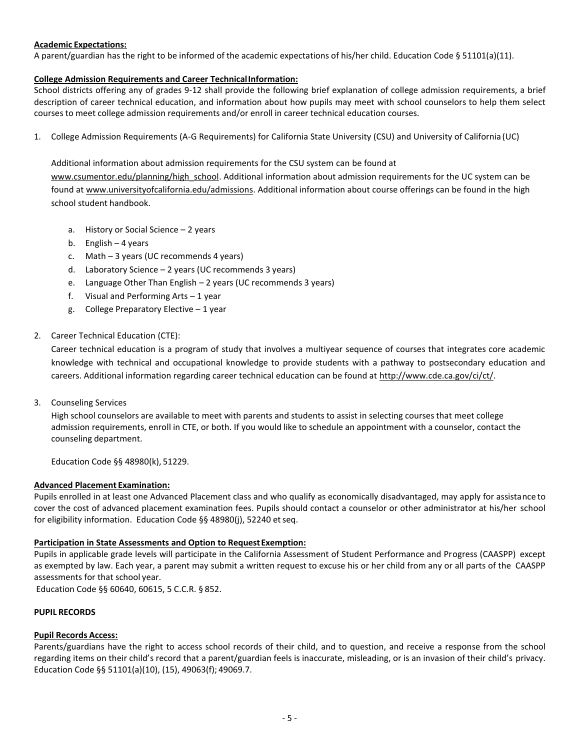**Academic Expectations:**
A parent/guardian has the right to be informed of the academic expectations of his/her child. Education Code § 51101(a)(11).

**College Admission Requirements and Career Technical Information:**
School districts offering any of grades 9-12 shall provide the following brief explanation of college admission requirements, a brief description of career technical education, and information about how pupils may meet with school counselors to help them select courses to meet college admission requirements and/or enroll in career technical education courses.

1. College Admission Requirements (A-G Requirements) for California State University (CSU) and University of California (UC)

   Additional information about admission requirements for the CSU system can be found at www.csumentor.edu/planning/high_school. Additional information about admission requirements for the UC system can be found at www.universityofcalifornia.edu/admissions. Additional information about course offerings can be found in the high school student handbook.

   a. History or Social Science – 2 years
   b. English – 4 years
   c. Math – 3 years (UC recommends 4 years)
   d. Laboratory Science – 2 years (UC recommends 3 years)
   e. Language Other Than English – 2 years (UC recommends 3 years)
   f. Visual and Performing Arts – 1 year
   g. College Preparatory Elective – 1 year

2. Career Technical Education (CTE):
   Career technical education is a program of study that involves a multiyear sequence of courses that integrates core academic knowledge with technical and occupational knowledge to provide students with a pathway to postsecondary education and careers. Additional information regarding career technical education can be found at http://www.cde.ca.gov/ci/ct/.

3. Counseling Services
   High school counselors are available to meet with parents and students to assist in selecting courses that meet college admission requirements, enroll in CTE, or both. If you would like to schedule an appointment with a counselor, contact the counseling department.

   Education Code §§ 48980(k), 51229.

**Advanced Placement Examination:**
Pupils enrolled in at least one Advanced Placement class and who qualify as economically disadvantaged, may apply for assistance to cover the cost of advanced placement examination fees. Pupils should contact a counselor or other administrator at his/her school for eligibility information. Education Code §§ 48980(j), 52240 et seq.

**Participation in State Assessments and Option to Request Exemption:**
Pupils in applicable grade levels will participate in the California Assessment of Student Performance and Progress (CAASPP) except as exempted by law. Each year, a parent may submit a written request to excuse his or her child from any or all parts of the CAASPP assessments for that school year.
Education Code §§ 60640, 60615, 5 C.C.R. § 852.

**PUPIL RECORDS**

**Pupil Records Access:**
Parents/guardians have the right to access school records of their child, and to question, and receive a response from the school regarding items on their child's record that a parent/guardian feels is inaccurate, misleading, or is an invasion of their child's privacy. Education Code §§ 51101(a)(10), (15), 49063(f); 49069.7.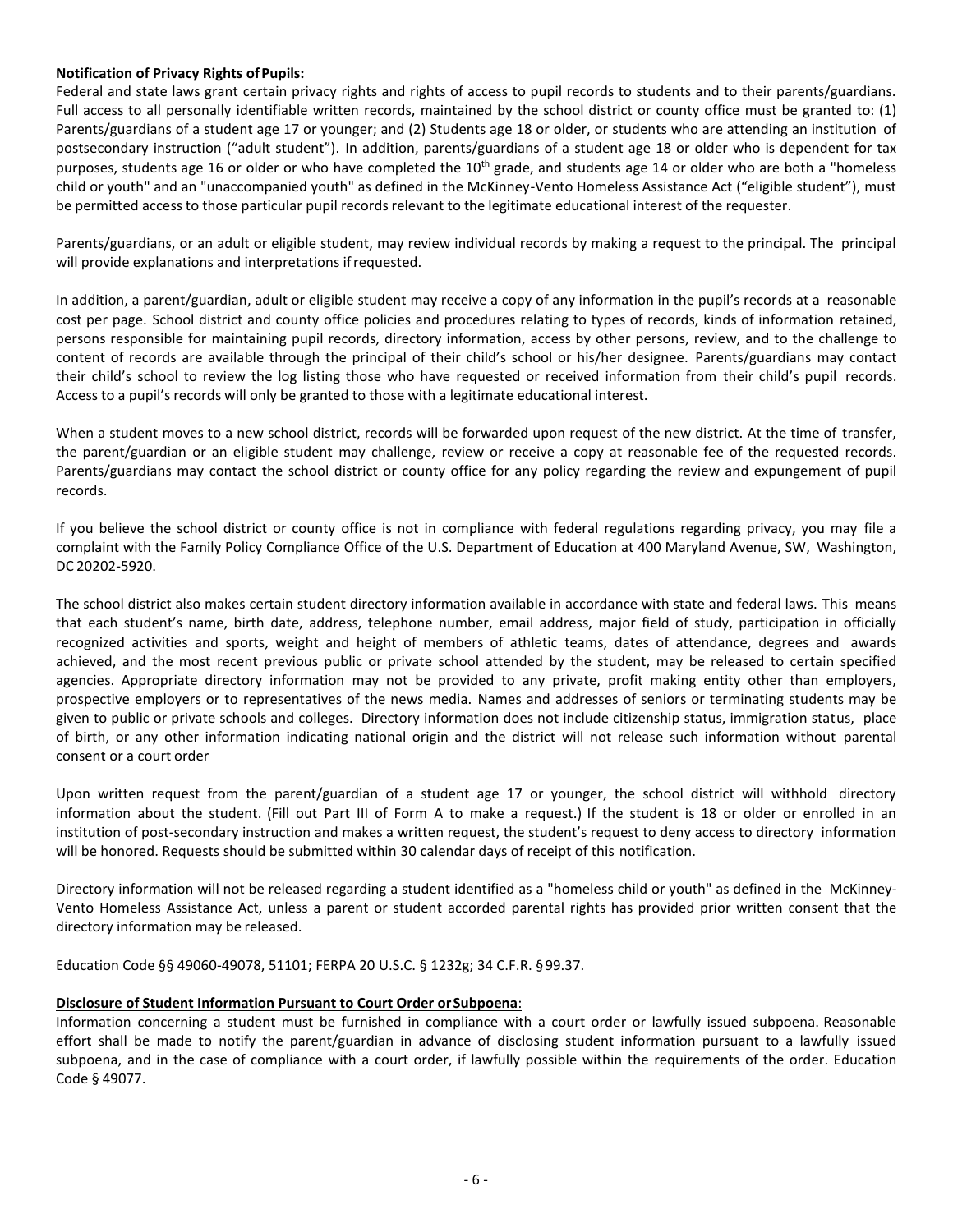**Notification of Privacy Rights of Pupils:**

Federal and state laws grant certain privacy rights and rights of access to pupil records to students and to their parents/guardians. Full access to all personally identifiable written records, maintained by the school district or county office must be granted to: (1) Parents/guardians of a student age 17 or younger; and (2) Students age 18 or older, or students who are attending an institution of postsecondary instruction ("adult student"). In addition, parents/guardians of a student age 18 or older who is dependent for tax purposes, students age 16 or older or who have completed the 10th grade, and students age 14 or older who are both a "homeless child or youth" and an "unaccompanied youth" as defined in the McKinney-Vento Homeless Assistance Act ("eligible student"), must be permitted access to those particular pupil records relevant to the legitimate educational interest of the requester.

Parents/guardians, or an adult or eligible student, may review individual records by making a request to the principal. The principal will provide explanations and interpretations if requested.

In addition, a parent/guardian, adult or eligible student may receive a copy of any information in the pupil's records at a reasonable cost per page. School district and county office policies and procedures relating to types of records, kinds of information retained, persons responsible for maintaining pupil records, directory information, access by other persons, review, and to the challenge to content of records are available through the principal of their child's school or his/her designee. Parents/guardians may contact their child's school to review the log listing those who have requested or received information from their child's pupil records. Access to a pupil's records will only be granted to those with a legitimate educational interest.

When a student moves to a new school district, records will be forwarded upon request of the new district. At the time of transfer, the parent/guardian or an eligible student may challenge, review or receive a copy at reasonable fee of the requested records. Parents/guardians may contact the school district or county office for any policy regarding the review and expungement of pupil records.

If you believe the school district or county office is not in compliance with federal regulations regarding privacy, you may file a complaint with the Family Policy Compliance Office of the U.S. Department of Education at 400 Maryland Avenue, SW, Washington, DC 20202-5920.

The school district also makes certain student directory information available in accordance with state and federal laws. This means that each student's name, birth date, address, telephone number, email address, major field of study, participation in officially recognized activities and sports, weight and height of members of athletic teams, dates of attendance, degrees and awards achieved, and the most recent previous public or private school attended by the student, may be released to certain specified agencies. Appropriate directory information may not be provided to any private, profit making entity other than employers, prospective employers or to representatives of the news media. Names and addresses of seniors or terminating students may be given to public or private schools and colleges. Directory information does not include citizenship status, immigration status, place of birth, or any other information indicating national origin and the district will not release such information without parental consent or a court order

Upon written request from the parent/guardian of a student age 17 or younger, the school district will withhold directory information about the student. (Fill out Part III of Form A to make a request.) If the student is 18 or older or enrolled in an institution of post-secondary instruction and makes a written request, the student's request to deny access to directory information will be honored. Requests should be submitted within 30 calendar days of receipt of this notification.

Directory information will not be released regarding a student identified as a "homeless child or youth" as defined in the McKinney-Vento Homeless Assistance Act, unless a parent or student accorded parental rights has provided prior written consent that the directory information may be released.

Education Code §§ 49060-49078, 51101; FERPA 20 U.S.C. § 1232g; 34 C.F.R. § 99.37.

**Disclosure of Student Information Pursuant to Court Order or Subpoena**:

Information concerning a student must be furnished in compliance with a court order or lawfully issued subpoena. Reasonable effort shall be made to notify the parent/guardian in advance of disclosing student information pursuant to a lawfully issued subpoena, and in the case of compliance with a court order, if lawfully possible within the requirements of the order. Education Code § 49077.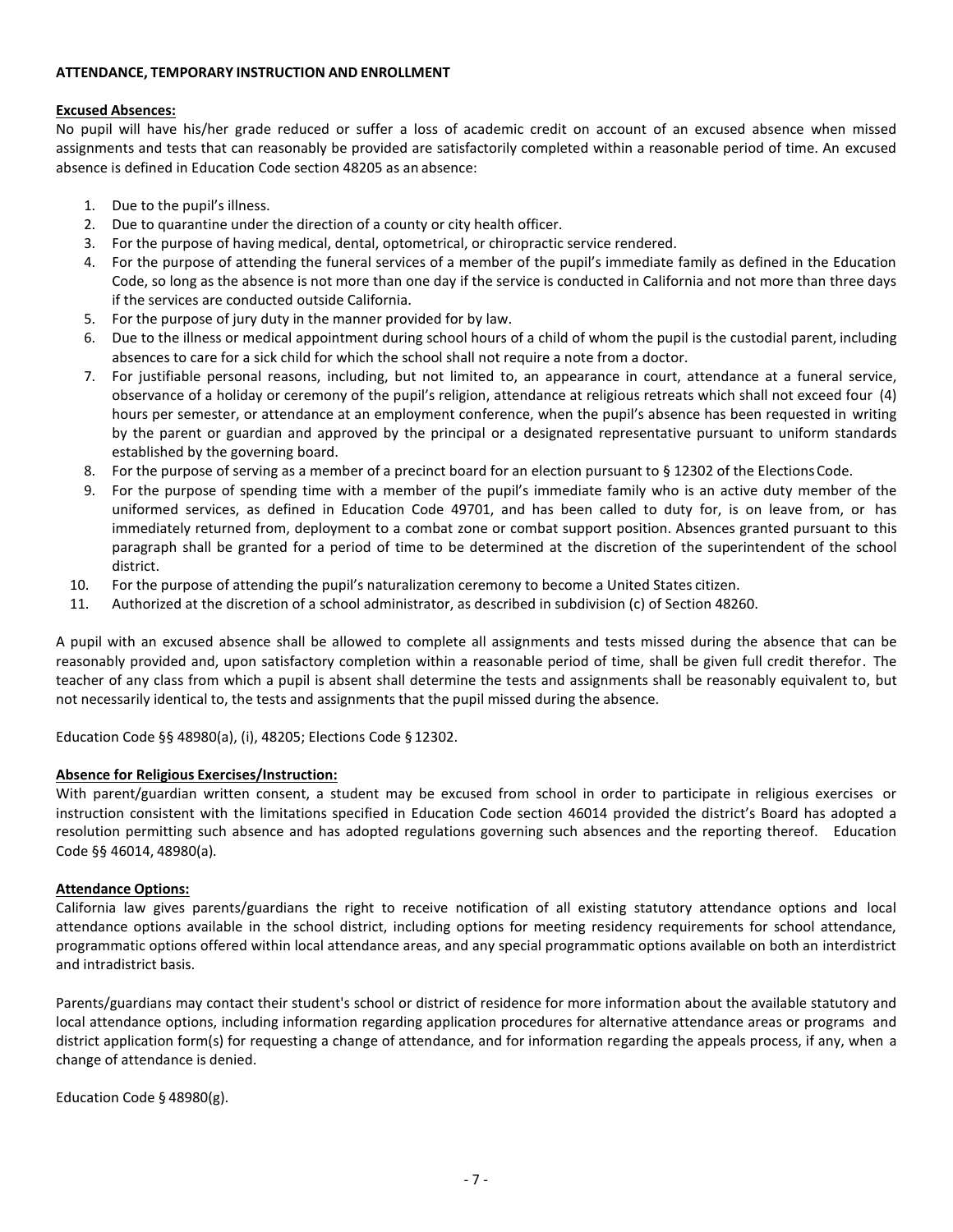## ATTENDANCE, TEMPORARY INSTRUCTION AND ENROLLMENT

**Excused Absences:**

No pupil will have his/her grade reduced or suffer a loss of academic credit on account of an excused absence when missed assignments and tests that can reasonably be provided are satisfactorily completed within a reasonable period of time. An excused absence is defined in Education Code section 48205 as an absence:

1. Due to the pupil's illness.
2. Due to quarantine under the direction of a county or city health officer.
3. For the purpose of having medical, dental, optometrical, or chiropractic service rendered.
4. For the purpose of attending the funeral services of a member of the pupil's immediate family as defined in the Education Code, so long as the absence is not more than one day if the service is conducted in California and not more than three days if the services are conducted outside California.
5. For the purpose of jury duty in the manner provided for by law.
6. Due to the illness or medical appointment during school hours of a child of whom the pupil is the custodial parent, including absences to care for a sick child for which the school shall not require a note from a doctor.
7. For justifiable personal reasons, including, but not limited to, an appearance in court, attendance at a funeral service, observance of a holiday or ceremony of the pupil's religion, attendance at religious retreats which shall not exceed four (4) hours per semester, or attendance at an employment conference, when the pupil's absence has been requested in writing by the parent or guardian and approved by the principal or a designated representative pursuant to uniform standards established by the governing board.
8. For the purpose of serving as a member of a precinct board for an election pursuant to § 12302 of the Elections Code.
9. For the purpose of spending time with a member of the pupil's immediate family who is an active duty member of the uniformed services, as defined in Education Code 49701, and has been called to duty for, is on leave from, or has immediately returned from, deployment to a combat zone or combat support position. Absences granted pursuant to this paragraph shall be granted for a period of time to be determined at the discretion of the superintendent of the school district.
10. For the purpose of attending the pupil's naturalization ceremony to become a United States citizen.
11. Authorized at the discretion of a school administrator, as described in subdivision (c) of Section 48260.

A pupil with an excused absence shall be allowed to complete all assignments and tests missed during the absence that can be reasonably provided and, upon satisfactory completion within a reasonable period of time, shall be given full credit therefor. The teacher of any class from which a pupil is absent shall determine the tests and assignments shall be reasonably equivalent to, but not necessarily identical to, the tests and assignments that the pupil missed during the absence.

Education Code §§ 48980(a), (i), 48205; Elections Code § 12302.

**Absence for Religious Exercises/Instruction:**

With parent/guardian written consent, a student may be excused from school in order to participate in religious exercises or instruction consistent with the limitations specified in Education Code section 46014 provided the district's Board has adopted a resolution permitting such absence and has adopted regulations governing such absences and the reporting thereof. Education Code §§ 46014, 48980(a).

**Attendance Options:**

California law gives parents/guardians the right to receive notification of all existing statutory attendance options and local attendance options available in the school district, including options for meeting residency requirements for school attendance, programmatic options offered within local attendance areas, and any special programmatic options available on both an interdistrict and intradistrict basis.

Parents/guardians may contact their student's school or district of residence for more information about the available statutory and local attendance options, including information regarding application procedures for alternative attendance areas or programs and district application form(s) for requesting a change of attendance, and for information regarding the appeals process, if any, when a change of attendance is denied.

Education Code § 48980(g).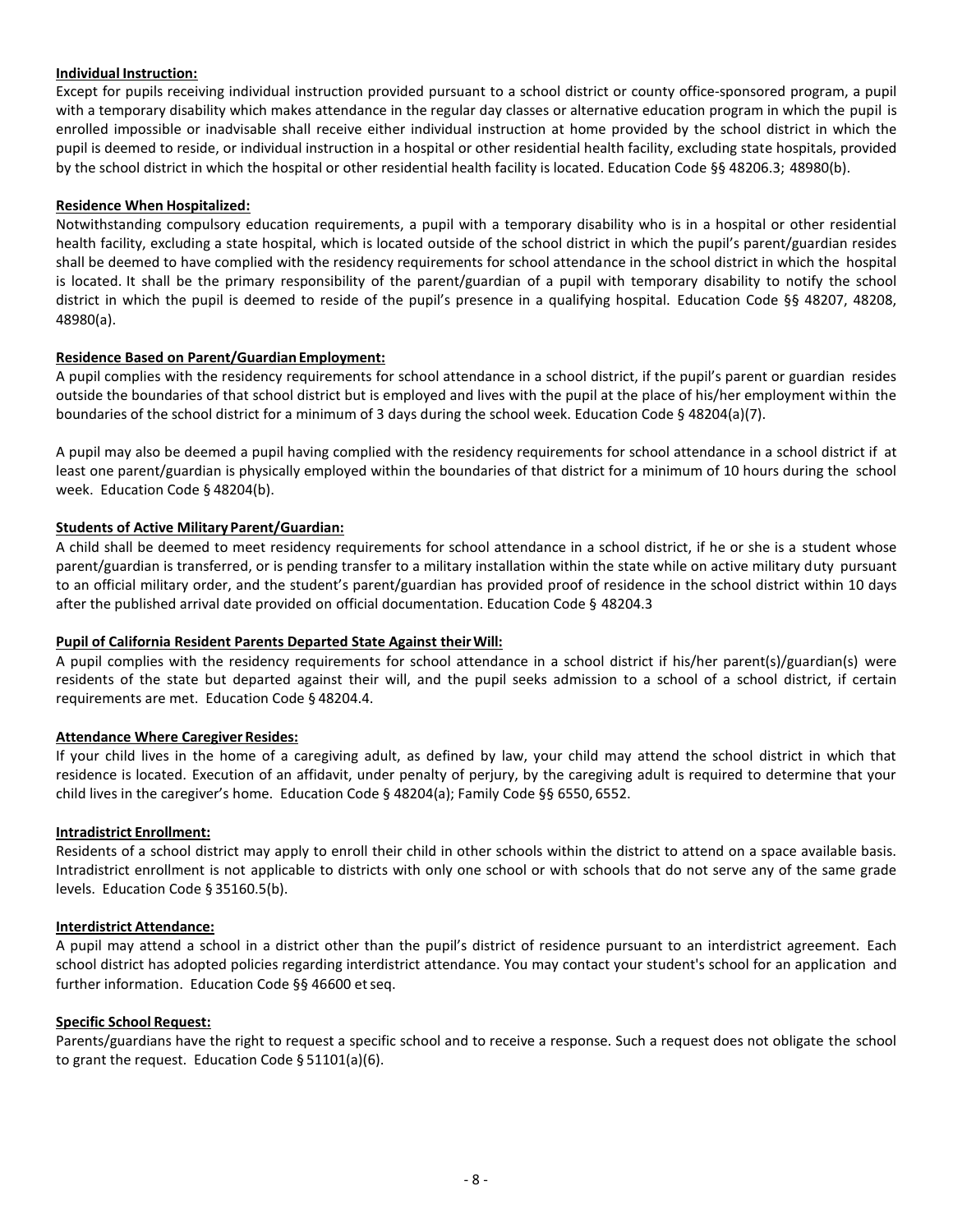**Individual Instruction:**

Except for pupils receiving individual instruction provided pursuant to a school district or county office-sponsored program, a pupil with a temporary disability which makes attendance in the regular day classes or alternative education program in which the pupil is enrolled impossible or inadvisable shall receive either individual instruction at home provided by the school district in which the pupil is deemed to reside, or individual instruction in a hospital or other residential health facility, excluding state hospitals, provided by the school district in which the hospital or other residential health facility is located. Education Code §§ 48206.3; 48980(b).

**Residence When Hospitalized:**

Notwithstanding compulsory education requirements, a pupil with a temporary disability who is in a hospital or other residential health facility, excluding a state hospital, which is located outside of the school district in which the pupil's parent/guardian resides shall be deemed to have complied with the residency requirements for school attendance in the school district in which the hospital is located. It shall be the primary responsibility of the parent/guardian of a pupil with temporary disability to notify the school district in which the pupil is deemed to reside of the pupil's presence in a qualifying hospital. Education Code §§ 48207, 48208, 48980(a).

**Residence Based on Parent/Guardian Employment:**

A pupil complies with the residency requirements for school attendance in a school district, if the pupil's parent or guardian resides outside the boundaries of that school district but is employed and lives with the pupil at the place of his/her employment within the boundaries of the school district for a minimum of 3 days during the school week. Education Code § 48204(a)(7).

A pupil may also be deemed a pupil having complied with the residency requirements for school attendance in a school district if at least one parent/guardian is physically employed within the boundaries of that district for a minimum of 10 hours during the school week. Education Code § 48204(b).

**Students of Active Military Parent/Guardian:**

A child shall be deemed to meet residency requirements for school attendance in a school district, if he or she is a student whose parent/guardian is transferred, or is pending transfer to a military installation within the state while on active military duty pursuant to an official military order, and the student's parent/guardian has provided proof of residence in the school district within 10 days after the published arrival date provided on official documentation. Education Code § 48204.3

**Pupil of California Resident Parents Departed State Against their Will:**

A pupil complies with the residency requirements for school attendance in a school district if his/her parent(s)/guardian(s) were residents of the state but departed against their will, and the pupil seeks admission to a school of a school district, if certain requirements are met. Education Code § 48204.4.

**Attendance Where Caregiver Resides:**

If your child lives in the home of a caregiving adult, as defined by law, your child may attend the school district in which that residence is located. Execution of an affidavit, under penalty of perjury, by the caregiving adult is required to determine that your child lives in the caregiver's home. Education Code § 48204(a); Family Code §§ 6550, 6552.

**Intradistrict Enrollment:**

Residents of a school district may apply to enroll their child in other schools within the district to attend on a space available basis. Intradistrict enrollment is not applicable to districts with only one school or with schools that do not serve any of the same grade levels. Education Code § 35160.5(b).

**Interdistrict Attendance:**

A pupil may attend a school in a district other than the pupil's district of residence pursuant to an interdistrict agreement. Each school district has adopted policies regarding interdistrict attendance. You may contact your student's school for an application and further information. Education Code §§ 46600 et seq.

**Specific School Request:**

Parents/guardians have the right to request a specific school and to receive a response. Such a request does not obligate the school to grant the request. Education Code § 51101(a)(6).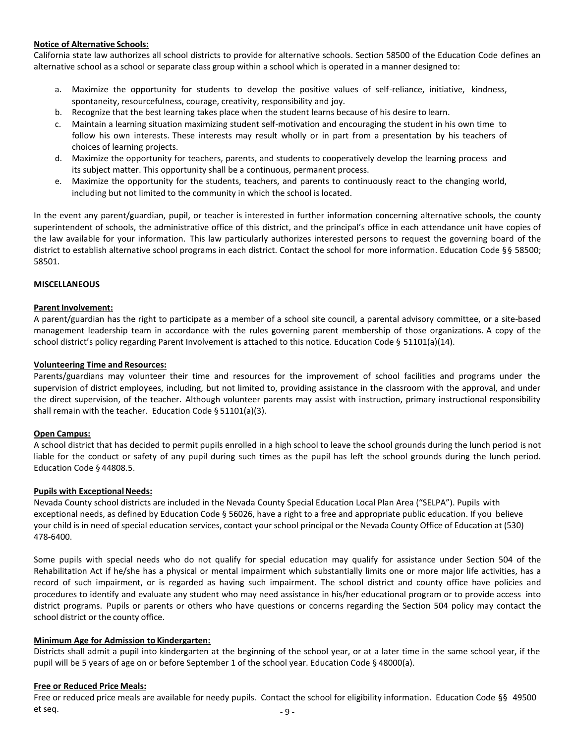**Notice of Alternative Schools:**

California state law authorizes all school districts to provide for alternative schools. Section 58500 of the Education Code defines an alternative school as a school or separate class group within a school which is operated in a manner designed to:

a. Maximize the opportunity for students to develop the positive values of self-reliance, initiative, kindness, spontaneity, resourcefulness, courage, creativity, responsibility and joy.
b. Recognize that the best learning takes place when the student learns because of his desire to learn.
c. Maintain a learning situation maximizing student self-motivation and encouraging the student in his own time to follow his own interests. These interests may result wholly or in part from a presentation by his teachers of choices of learning projects.
d. Maximize the opportunity for teachers, parents, and students to cooperatively develop the learning process and its subject matter. This opportunity shall be a continuous, permanent process.
e. Maximize the opportunity for the students, teachers, and parents to continuously react to the changing world, including but not limited to the community in which the school is located.

In the event any parent/guardian, pupil, or teacher is interested in further information concerning alternative schools, the county superintendent of schools, the administrative office of this district, and the principal's office in each attendance unit have copies of the law available for your information. This law particularly authorizes interested persons to request the governing board of the district to establish alternative school programs in each district. Contact the school for more information. Education Code §§ 58500; 58501.

**MISCELLANEOUS**

**Parent Involvement:**

A parent/guardian has the right to participate as a member of a school site council, a parental advisory committee, or a site-based management leadership team in accordance with the rules governing parent membership of those organizations. A copy of the school district's policy regarding Parent Involvement is attached to this notice. Education Code § 51101(a)(14).

**Volunteering Time and Resources:**

Parents/guardians may volunteer their time and resources for the improvement of school facilities and programs under the supervision of district employees, including, but not limited to, providing assistance in the classroom with the approval, and under the direct supervision, of the teacher. Although volunteer parents may assist with instruction, primary instructional responsibility shall remain with the teacher. Education Code § 51101(a)(3).

**Open Campus:**

A school district that has decided to permit pupils enrolled in a high school to leave the school grounds during the lunch period is not liable for the conduct or safety of any pupil during such times as the pupil has left the school grounds during the lunch period. Education Code § 44808.5.

**Pupils with Exceptional Needs:**

Nevada County school districts are included in the Nevada County Special Education Local Plan Area ("SELPA"). Pupils with exceptional needs, as defined by Education Code § 56026, have a right to a free and appropriate public education. If you believe your child is in need of special education services, contact your school principal or the Nevada County Office of Education at (530) 478-6400.

Some pupils with special needs who do not qualify for special education may qualify for assistance under Section 504 of the Rehabilitation Act if he/she has a physical or mental impairment which substantially limits one or more major life activities, has a record of such impairment, or is regarded as having such impairment. The school district and county office have policies and procedures to identify and evaluate any student who may need assistance in his/her educational program or to provide access into district programs. Pupils or parents or others who have questions or concerns regarding the Section 504 policy may contact the school district or the county office.

**Minimum Age for Admission to Kindergarten:**

Districts shall admit a pupil into kindergarten at the beginning of the school year, or at a later time in the same school year, if the pupil will be 5 years of age on or before September 1 of the school year. Education Code § 48000(a).

**Free or Reduced Price Meals:**

Free or reduced price meals are available for needy pupils. Contact the school for eligibility information. Education Code §§ 49500 et seq.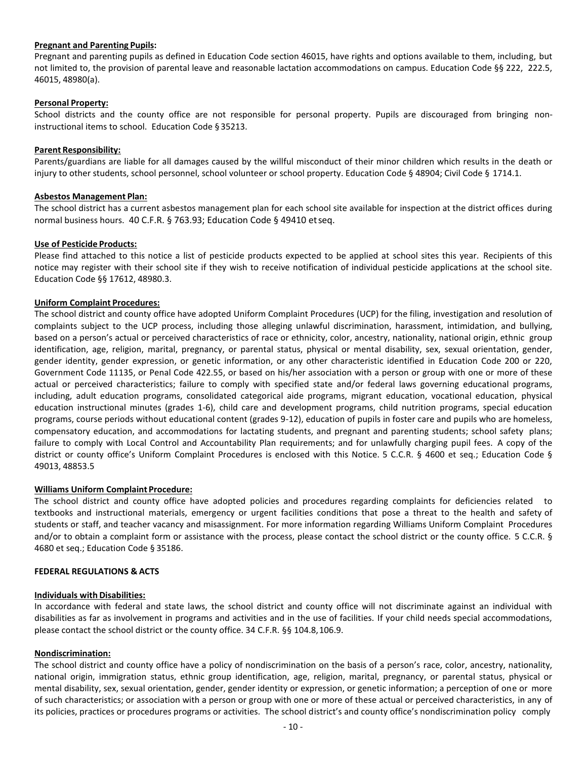**Pregnant and Parenting Pupils:**
Pregnant and parenting pupils as defined in Education Code section 46015, have rights and options available to them, including, but not limited to, the provision of parental leave and reasonable lactation accommodations on campus. Education Code §§ 222, 222.5, 46015, 48980(a).

**Personal Property:**
School districts and the county office are not responsible for personal property. Pupils are discouraged from bringing non-instructional items to school. Education Code § 35213.

**Parent Responsibility:**
Parents/guardians are liable for all damages caused by the willful misconduct of their minor children which results in the death or injury to other students, school personnel, school volunteer or school property. Education Code § 48904; Civil Code § 1714.1.

**Asbestos Management Plan:**
The school district has a current asbestos management plan for each school site available for inspection at the district offices during normal business hours. 40 C.F.R. § 763.93; Education Code § 49410 et seq.

**Use of Pesticide Products:**
Please find attached to this notice a list of pesticide products expected to be applied at school sites this year. Recipients of this notice may register with their school site if they wish to receive notification of individual pesticide applications at the school site. Education Code §§ 17612, 48980.3.

**Uniform Complaint Procedures:**
The school district and county office have adopted Uniform Complaint Procedures (UCP) for the filing, investigation and resolution of complaints subject to the UCP process, including those alleging unlawful discrimination, harassment, intimidation, and bullying, based on a person's actual or perceived characteristics of race or ethnicity, color, ancestry, nationality, national origin, ethnic group identification, age, religion, marital, pregnancy, or parental status, physical or mental disability, sex, sexual orientation, gender, gender identity, gender expression, or genetic information, or any other characteristic identified in Education Code 200 or 220, Government Code 11135, or Penal Code 422.55, or based on his/her association with a person or group with one or more of these actual or perceived characteristics; failure to comply with specified state and/or federal laws governing educational programs, including, adult education programs, consolidated categorical aide programs, migrant education, vocational education, physical education instructional minutes (grades 1-6), child care and development programs, child nutrition programs, special education programs, course periods without educational content (grades 9-12), education of pupils in foster care and pupils who are homeless, compensatory education, and accommodations for lactating students, and pregnant and parenting students; school safety plans; failure to comply with Local Control and Accountability Plan requirements; and for unlawfully charging pupil fees. A copy of the district or county office's Uniform Complaint Procedures is enclosed with this Notice. 5 C.C.R. § 4600 et seq.; Education Code § 49013, 48853.5

**Williams Uniform Complaint Procedure:**
The school district and county office have adopted policies and procedures regarding complaints for deficiencies related to textbooks and instructional materials, emergency or urgent facilities conditions that pose a threat to the health and safety of students or staff, and teacher vacancy and misassignment. For more information regarding Williams Uniform Complaint Procedures and/or to obtain a complaint form or assistance with the process, please contact the school district or the county office. 5 C.C.R. § 4680 et seq.; Education Code § 35186.

**FEDERAL REGULATIONS & ACTS**

**Individuals with Disabilities:**
In accordance with federal and state laws, the school district and county office will not discriminate against an individual with disabilities as far as involvement in programs and activities and in the use of facilities. If your child needs special accommodations, please contact the school district or the county office. 34 C.F.R. §§ 104.8, 106.9.

**Nondiscrimination:**
The school district and county office have a policy of nondiscrimination on the basis of a person's race, color, ancestry, nationality, national origin, immigration status, ethnic group identification, age, religion, marital, pregnancy, or parental status, physical or mental disability, sex, sexual orientation, gender, gender identity or expression, or genetic information; a perception of one or more of such characteristics; or association with a person or group with one or more of these actual or perceived characteristics, in any of its policies, practices or procedures programs or activities. The school district's and county office's nondiscrimination policy comply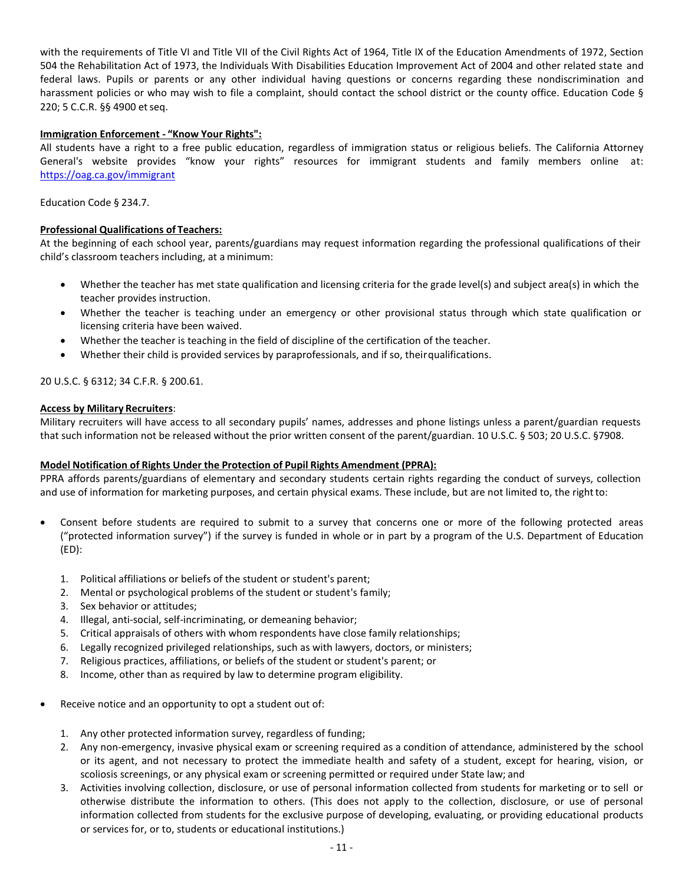with the requirements of Title VI and Title VII of the Civil Rights Act of 1964, Title IX of the Education Amendments of 1972, Section 504 the Rehabilitation Act of 1973, the Individuals With Disabilities Education Improvement Act of 2004 and other related state and federal laws. Pupils or parents or any other individual having questions or concerns regarding these nondiscrimination and harassment policies or who may wish to file a complaint, should contact the school district or the county office. Education Code § 220; 5 C.C.R. §§ 4900 et seq.

**Immigration Enforcement - "Know Your Rights":**

All students have a right to a free public education, regardless of immigration status or religious beliefs. The California Attorney General's website provides "know your rights" resources for immigrant students and family members online at: [https://oag.ca.gov/immigrant](https://oag.ca.gov/immigrant)

Education Code § 234.7.

**Professional Qualifications of Teachers:**

At the beginning of each school year, parents/guardians may request information regarding the professional qualifications of their child's classroom teachers including, at a minimum:

- Whether the teacher has met state qualification and licensing criteria for the grade level(s) and subject area(s) in which the teacher provides instruction.
- Whether the teacher is teaching under an emergency or other provisional status through which state qualification or licensing criteria have been waived.
- Whether the teacher is teaching in the field of discipline of the certification of the teacher.
- Whether their child is provided services by paraprofessionals, and if so, their qualifications.

20 U.S.C. § 6312; 34 C.F.R. § 200.61.

**Access by Military Recruiters**:

Military recruiters will have access to all secondary pupils' names, addresses and phone listings unless a parent/guardian requests that such information not be released without the prior written consent of the parent/guardian. 10 U.S.C. § 503; 20 U.S.C. §7908.

**Model Notification of Rights Under the Protection of Pupil Rights Amendment (PPRA):**

PPRA affords parents/guardians of elementary and secondary students certain rights regarding the conduct of surveys, collection and use of information for marketing purposes, and certain physical exams. These include, but are not limited to, the right to:

- Consent before students are required to submit to a survey that concerns one or more of the following protected areas ("protected information survey") if the survey is funded in whole or in part by a program of the U.S. Department of Education (ED):

  1. Political affiliations or beliefs of the student or student's parent;
  2. Mental or psychological problems of the student or student's family;
  3. Sex behavior or attitudes;
  4. Illegal, anti-social, self-incriminating, or demeaning behavior;
  5. Critical appraisals of others with whom respondents have close family relationships;
  6. Legally recognized privileged relationships, such as with lawyers, doctors, or ministers;
  7. Religious practices, affiliations, or beliefs of the student or student's parent; or
  8. Income, other than as required by law to determine program eligibility.

- Receive notice and an opportunity to opt a student out of:

  1. Any other protected information survey, regardless of funding;
  2. Any non-emergency, invasive physical exam or screening required as a condition of attendance, administered by the school or its agent, and not necessary to protect the immediate health and safety of a student, except for hearing, vision, or scoliosis screenings, or any physical exam or screening permitted or required under State law; and
  3. Activities involving collection, disclosure, or use of personal information collected from students for marketing or to sell or otherwise distribute the information to others. (This does not apply to the collection, disclosure, or use of personal information collected from students for the exclusive purpose of developing, evaluating, or providing educational products or services for, or to, students or educational institutions.)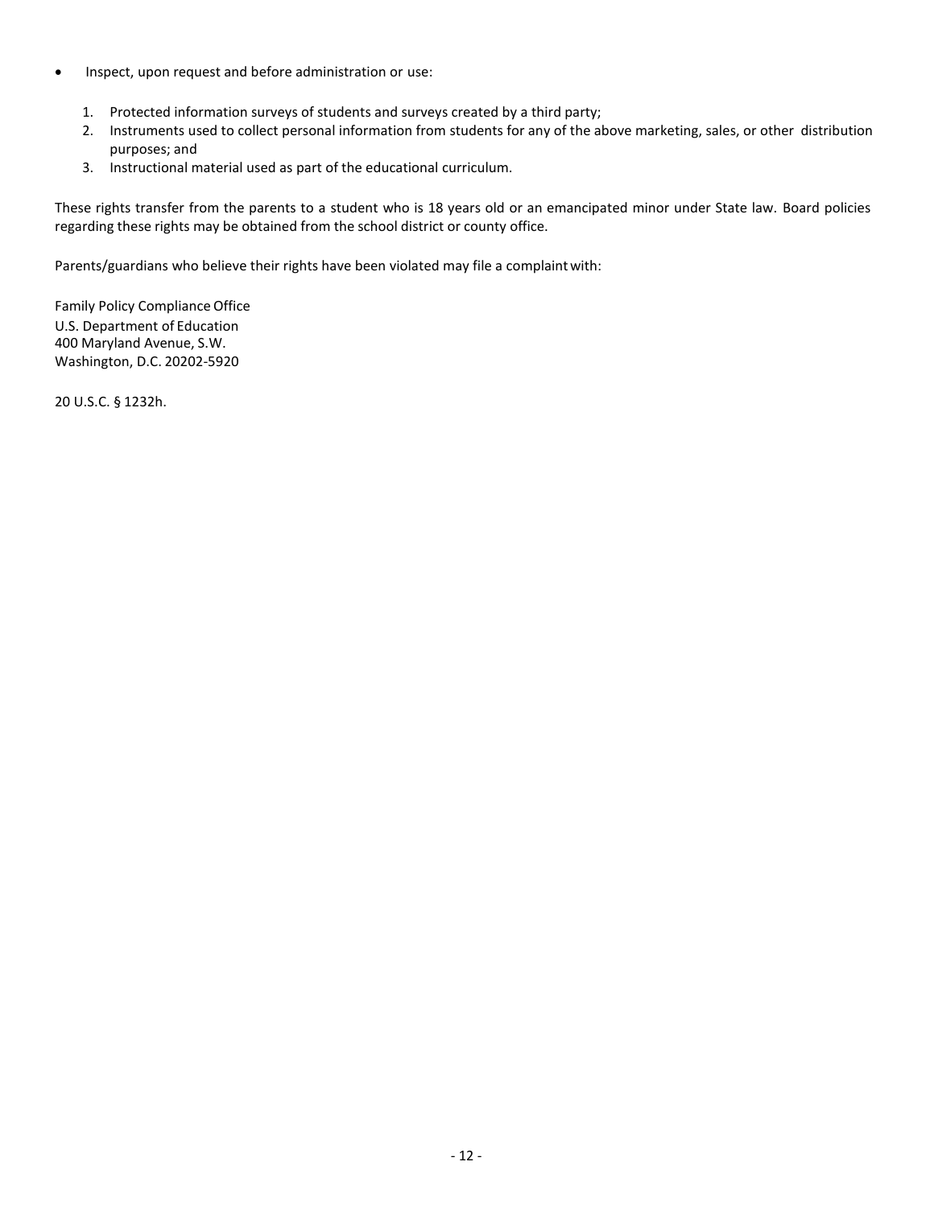- Inspect, upon request and before administration or use:

    1. Protected information surveys of students and surveys created by a third party;
    2. Instruments used to collect personal information from students for any of the above marketing, sales, or other distribution purposes; and
    3. Instructional material used as part of the educational curriculum.

These rights transfer from the parents to a student who is 18 years old or an emancipated minor under State law. Board policies regarding these rights may be obtained from the school district or county office.

Parents/guardians who believe their rights have been violated may file a complaint with:

Family Policy Compliance Office
U.S. Department of Education
400 Maryland Avenue, S.W.
Washington, D.C. 20202-5920

20 U.S.C. § 1232h.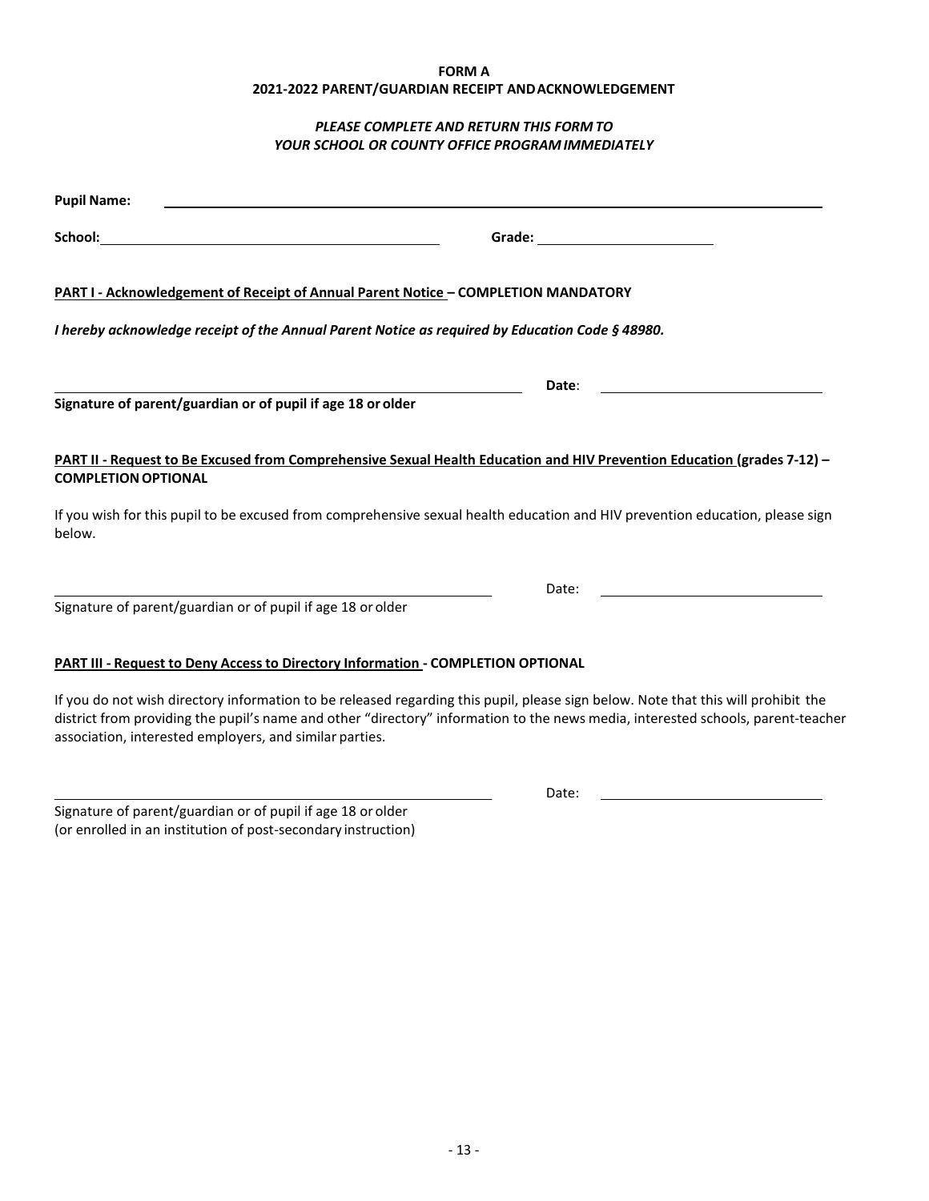**FORM A**

**2021-2022 PARENT/GUARDIAN RECEIPT AND ACKNOWLEDGEMENT**

***PLEASE COMPLETE AND RETURN THIS FORM TO YOUR SCHOOL OR COUNTY OFFICE PROGRAM IMMEDIATELY***

**Pupil Name:** ______________________________________________

**School:** ______________________ **Grade:** ______________

**PART I - Acknowledgement of Receipt of Annual Parent Notice – COMPLETION MANDATORY**

***I hereby acknowledge receipt of the Annual Parent Notice as required by Education Code § 48980.***

______________________________ **Date**: ______________

**Signature of parent/guardian or of pupil if age 18 or older**

**PART II - Request to Be Excused from Comprehensive Sexual Health Education and HIV Prevention Education (grades 7-12) – COMPLETION OPTIONAL**

If you wish for this pupil to be excused from comprehensive sexual health education and HIV prevention education, please sign below.

______________________________ Date: ______________

Signature of parent/guardian or of pupil if age 18 or older

**PART III - Request to Deny Access to Directory Information - COMPLETION OPTIONAL**

If you do not wish directory information to be released regarding this pupil, please sign below. Note that this will prohibit the district from providing the pupil's name and other "directory" information to the news media, interested schools, parent-teacher association, interested employers, and similar parties.

______________________________ Date: ______________

Signature of parent/guardian or of pupil if age 18 or older
(or enrolled in an institution of post-secondary instruction)